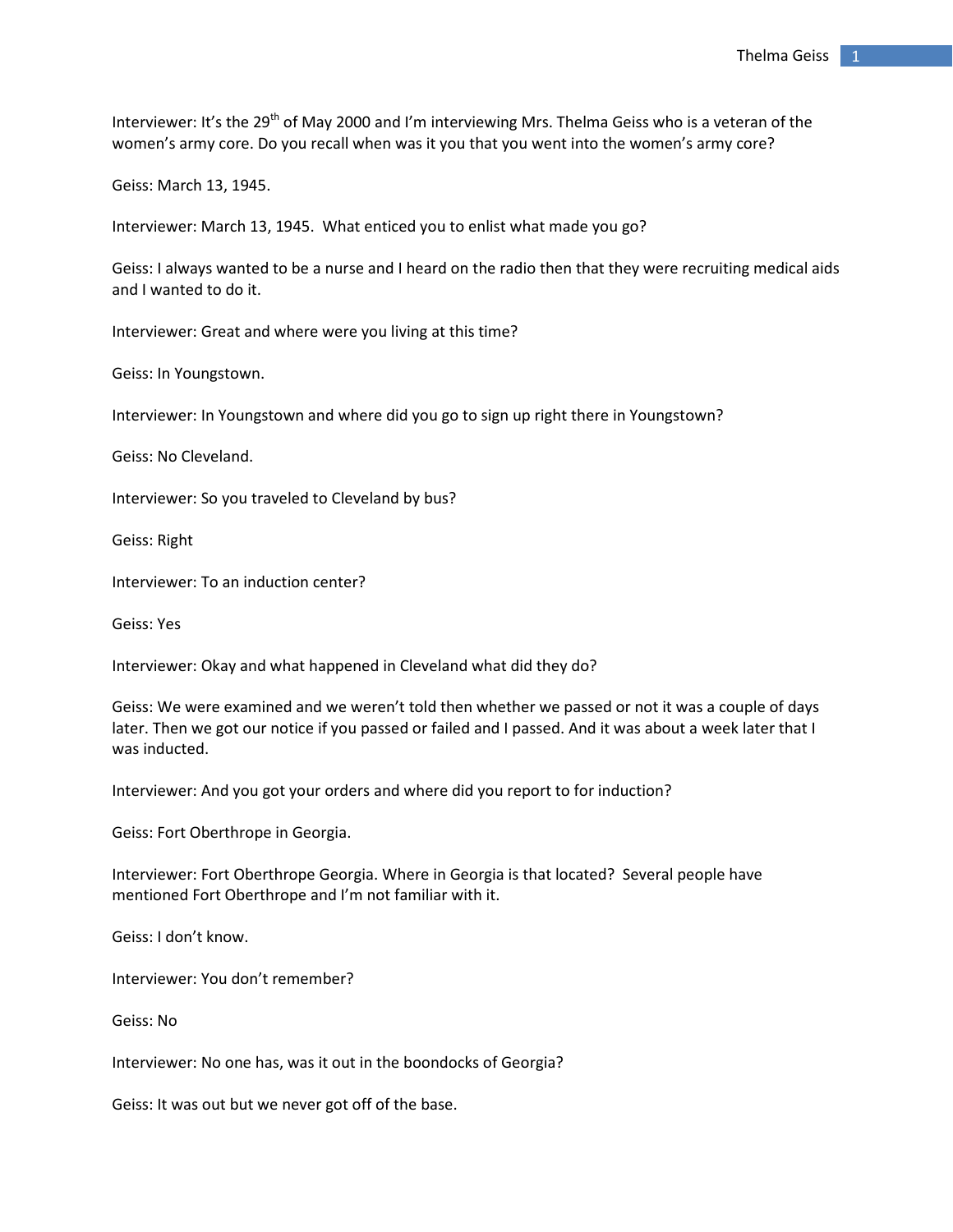Interviewer: It's the 29th of May 2000 and I'm interviewing Mrs. Thelma Geiss who is a veteran of the women's army core. Do you recall when was it you that you went into the women's army core?

Geiss: March 13, 1945.

Interviewer: March 13, 1945. What enticed you to enlist what made you go?

Geiss: I always wanted to be a nurse and I heard on the radio then that they were recruiting medical aids and I wanted to do it.

Interviewer: Great and where were you living at this time?

Geiss: In Youngstown.

Interviewer: In Youngstown and where did you go to sign up right there in Youngstown?

Geiss: No Cleveland.

Interviewer: So you traveled to Cleveland by bus?

Geiss: Right

Interviewer: To an induction center?

Geiss: Yes

Interviewer: Okay and what happened in Cleveland what did they do?

Geiss: We were examined and we weren't told then whether we passed or not it was a couple of days later. Then we got our notice if you passed or failed and I passed. And it was about a week later that I was inducted.

Interviewer: And you got your orders and where did you report to for induction?

Geiss: Fort Oberthrope in Georgia.

Interviewer: Fort Oberthrope Georgia. Where in Georgia is that located? Several people have mentioned Fort Oberthrope and I'm not familiar with it.

Geiss: I don't know.

Interviewer: You don't remember?

Geiss: No

Interviewer: No one has, was it out in the boondocks of Georgia?

Geiss: It was out but we never got off of the base.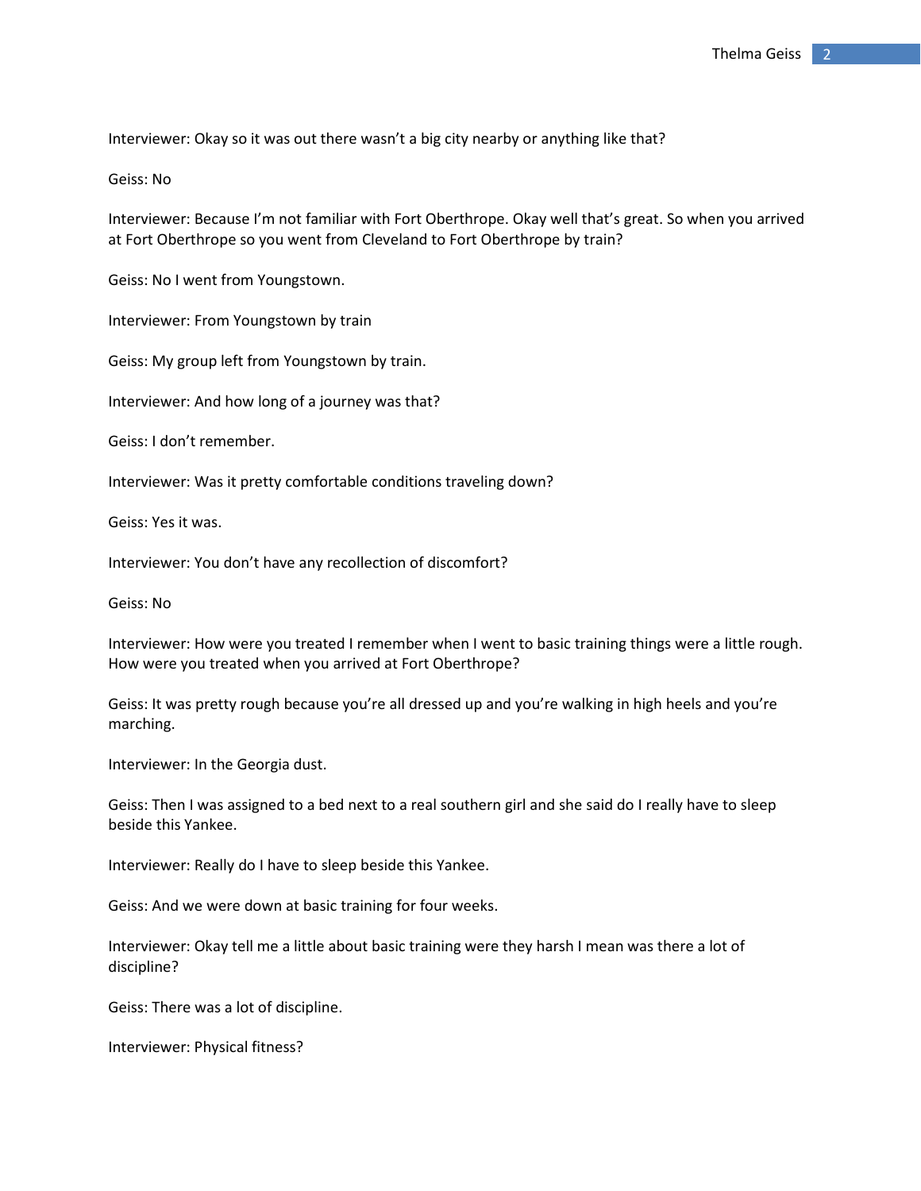Interviewer: Okay so it was out there wasn't a big city nearby or anything like that?

Geiss: No

Interviewer: Because I'm not familiar with Fort Oberthrope. Okay well that's great. So when you arrived at Fort Oberthrope so you went from Cleveland to Fort Oberthrope by train?

Geiss: No I went from Youngstown.

Interviewer: From Youngstown by train

Geiss: My group left from Youngstown by train.

Interviewer: And how long of a journey was that?

Geiss: I don't remember.

Interviewer: Was it pretty comfortable conditions traveling down?

Geiss: Yes it was.

Interviewer: You don't have any recollection of discomfort?

Geiss: No

Interviewer: How were you treated I remember when I went to basic training things were a little rough. How were you treated when you arrived at Fort Oberthrope?

Geiss: It was pretty rough because you're all dressed up and you're walking in high heels and you're marching.

Interviewer: In the Georgia dust.

Geiss: Then I was assigned to a bed next to a real southern girl and she said do I really have to sleep beside this Yankee.

Interviewer: Really do I have to sleep beside this Yankee.

Geiss: And we were down at basic training for four weeks.

Interviewer: Okay tell me a little about basic training were they harsh I mean was there a lot of discipline?

Geiss: There was a lot of discipline.

Interviewer: Physical fitness?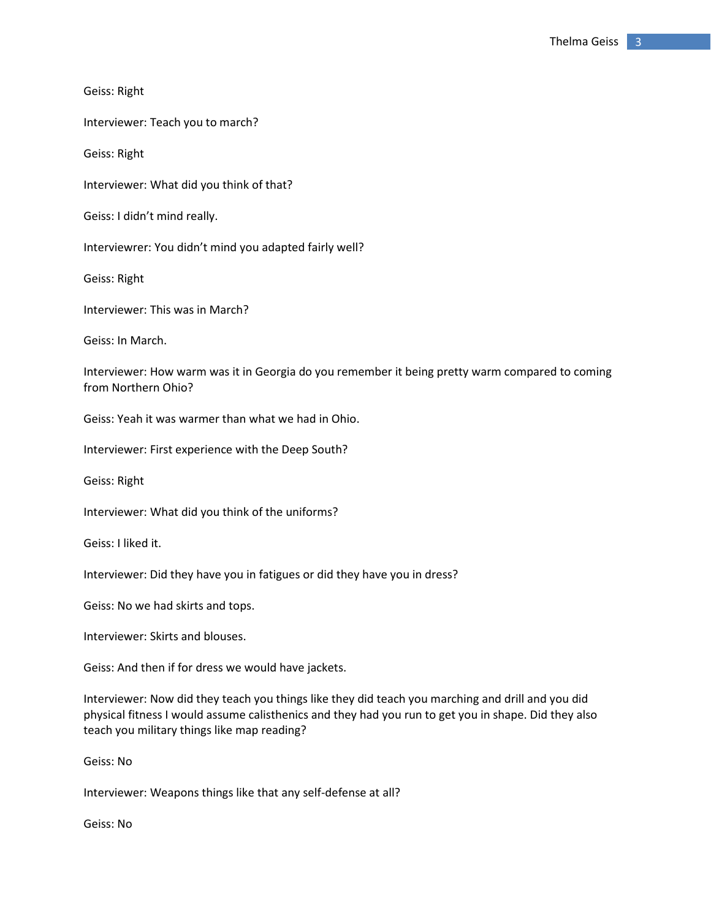Geiss: Right

Interviewer: Teach you to march?

Geiss: Right

Interviewer: What did you think of that?

Geiss: I didn't mind really.

Interviewrer: You didn't mind you adapted fairly well?

Geiss: Right

Interviewer: This was in March?

Geiss: In March.

Interviewer: How warm was it in Georgia do you remember it being pretty warm compared to coming from Northern Ohio?

Geiss: Yeah it was warmer than what we had in Ohio.

Interviewer: First experience with the Deep South?

Geiss: Right

Interviewer: What did you think of the uniforms?

Geiss: I liked it.

Interviewer: Did they have you in fatigues or did they have you in dress?

Geiss: No we had skirts and tops.

Interviewer: Skirts and blouses.

Geiss: And then if for dress we would have jackets.

Interviewer: Now did they teach you things like they did teach you marching and drill and you did physical fitness I would assume calisthenics and they had you run to get you in shape. Did they also teach you military things like map reading?

Geiss: No

Interviewer: Weapons things like that any self-defense at all?

Geiss: No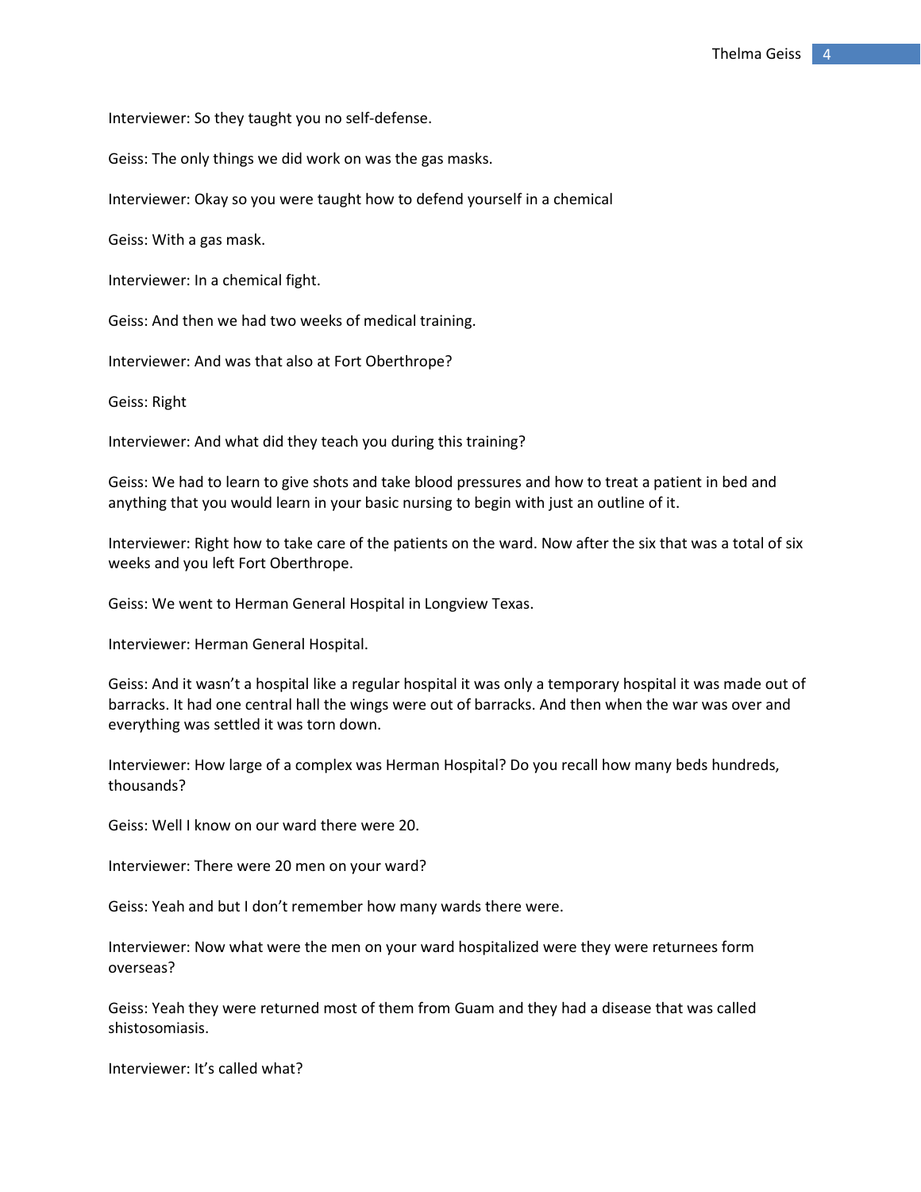Interviewer: So they taught you no self-defense.

Geiss: The only things we did work on was the gas masks.

Interviewer: Okay so you were taught how to defend yourself in a chemical

Geiss: With a gas mask.

Interviewer: In a chemical fight.

Geiss: And then we had two weeks of medical training.

Interviewer: And was that also at Fort Oberthrope?

Geiss: Right

Interviewer: And what did they teach you during this training?

Geiss: We had to learn to give shots and take blood pressures and how to treat a patient in bed and anything that you would learn in your basic nursing to begin with just an outline of it.

Interviewer: Right how to take care of the patients on the ward. Now after the six that was a total of six weeks and you left Fort Oberthrope.

Geiss: We went to Herman General Hospital in Longview Texas.

Interviewer: Herman General Hospital.

Geiss: And it wasn't a hospital like a regular hospital it was only a temporary hospital it was made out of barracks. It had one central hall the wings were out of barracks. And then when the war was over and everything was settled it was torn down.

Interviewer: How large of a complex was Herman Hospital? Do you recall how many beds hundreds, thousands?

Geiss: Well I know on our ward there were 20.

Interviewer: There were 20 men on your ward?

Geiss: Yeah and but I don't remember how many wards there were.

Interviewer: Now what were the men on your ward hospitalized were they were returnees form overseas?

Geiss: Yeah they were returned most of them from Guam and they had a disease that was called shistosomiasis.

Interviewer: It's called what?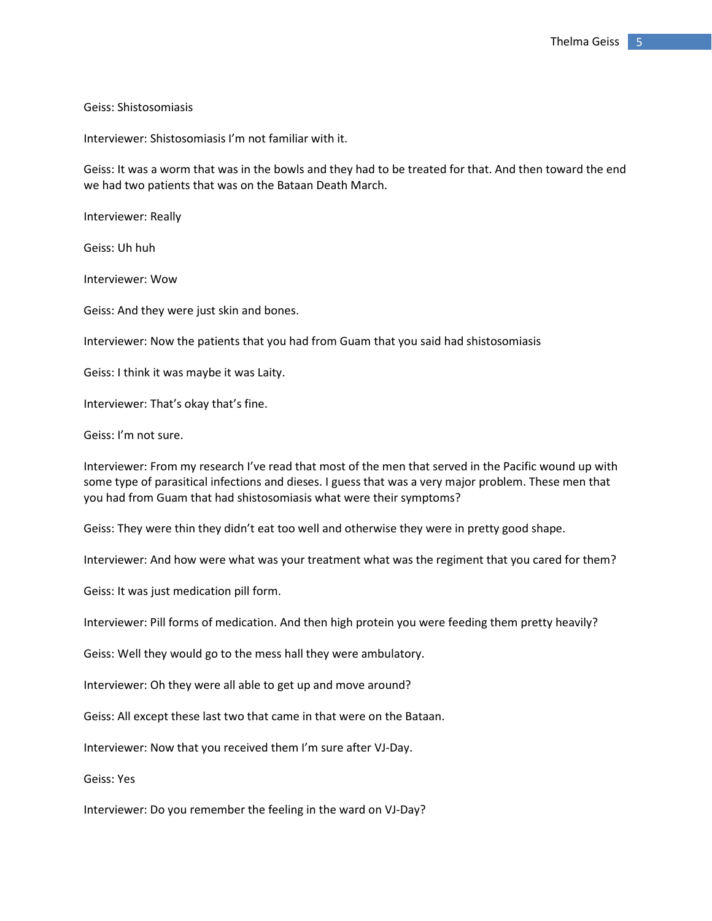Geiss: Shistosomiasis

Interviewer: Shistosomiasis I'm not familiar with it.

Geiss: It was a worm that was in the bowls and they had to be treated for that. And then toward the end we had two patients that was on the Bataan Death March.

Interviewer: Really

Geiss: Uh huh

Interviewer: Wow

Geiss: And they were just skin and bones.

Interviewer: Now the patients that you had from Guam that you said had shistosomiasis

Geiss: I think it was maybe it was Laity.

Interviewer: That's okay that's fine.

Geiss: I'm not sure.

Interviewer: From my research I've read that most of the men that served in the Pacific wound up with some type of parasitical infections and dieses. I guess that was a very major problem. These men that you had from Guam that had shistosomiasis what were their symptoms?

Geiss: They were thin they didn't eat too well and otherwise they were in pretty good shape.

Interviewer: And how were what was your treatment what was the regiment that you cared for them?

Geiss: It was just medication pill form.

Interviewer: Pill forms of medication. And then high protein you were feeding them pretty heavily?

Geiss: Well they would go to the mess hall they were ambulatory.

Interviewer: Oh they were all able to get up and move around?

Geiss: All except these last two that came in that were on the Bataan.

Interviewer: Now that you received them I'm sure after VJ-Day.

Geiss: Yes

Interviewer: Do you remember the feeling in the ward on VJ-Day?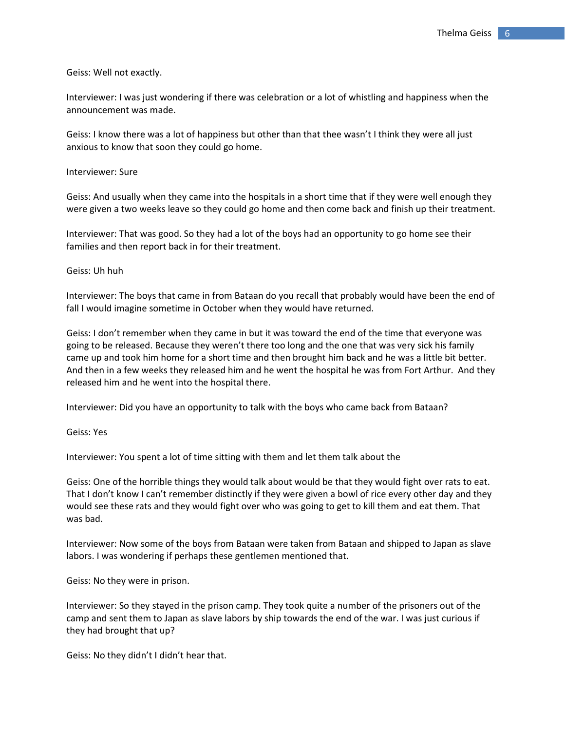Geiss: Well not exactly.

Interviewer: I was just wondering if there was celebration or a lot of whistling and happiness when the announcement was made.

Geiss: I know there was a lot of happiness but other than that thee wasn't I think they were all just anxious to know that soon they could go home.

Interviewer: Sure

Geiss: And usually when they came into the hospitals in a short time that if they were well enough they were given a two weeks leave so they could go home and then come back and finish up their treatment.

Interviewer: That was good. So they had a lot of the boys had an opportunity to go home see their families and then report back in for their treatment.

Geiss: Uh huh

Interviewer: The boys that came in from Bataan do you recall that probably would have been the end of fall I would imagine sometime in October when they would have returned.

Geiss: I don't remember when they came in but it was toward the end of the time that everyone was going to be released. Because they weren't there too long and the one that was very sick his family came up and took him home for a short time and then brought him back and he was a little bit better. And then in a few weeks they released him and he went the hospital he was from Fort Arthur. And they released him and he went into the hospital there.

Interviewer: Did you have an opportunity to talk with the boys who came back from Bataan?

Geiss: Yes

Interviewer: You spent a lot of time sitting with them and let them talk about the

Geiss: One of the horrible things they would talk about would be that they would fight over rats to eat. That I don't know I can't remember distinctly if they were given a bowl of rice every other day and they would see these rats and they would fight over who was going to get to kill them and eat them. That was bad.

Interviewer: Now some of the boys from Bataan were taken from Bataan and shipped to Japan as slave labors. I was wondering if perhaps these gentlemen mentioned that.

Geiss: No they were in prison.

Interviewer: So they stayed in the prison camp. They took quite a number of the prisoners out of the camp and sent them to Japan as slave labors by ship towards the end of the war. I was just curious if they had brought that up?

Geiss: No they didn't I didn't hear that.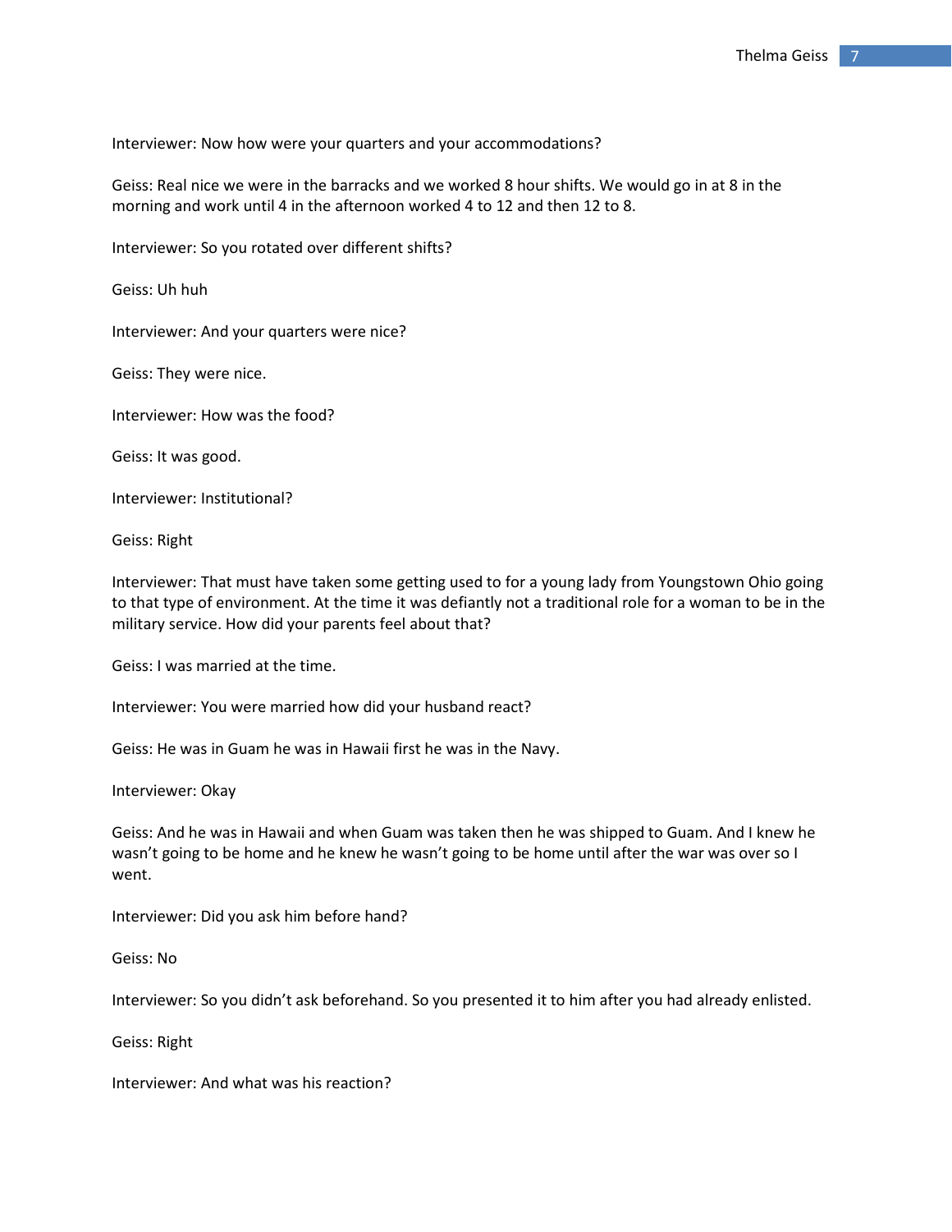Interviewer: Now how were your quarters and your accommodations?

Geiss: Real nice we were in the barracks and we worked 8 hour shifts. We would go in at 8 in the morning and work until 4 in the afternoon worked 4 to 12 and then 12 to 8.

Interviewer: So you rotated over different shifts?

Geiss: Uh huh

Interviewer: And your quarters were nice?

Geiss: They were nice.

Interviewer: How was the food?

Geiss: It was good.

Interviewer: Institutional?

Geiss: Right

Interviewer: That must have taken some getting used to for a young lady from Youngstown Ohio going to that type of environment. At the time it was defiantly not a traditional role for a woman to be in the military service. How did your parents feel about that?

Geiss: I was married at the time.

Interviewer: You were married how did your husband react?

Geiss: He was in Guam he was in Hawaii first he was in the Navy.

Interviewer: Okay

Geiss: And he was in Hawaii and when Guam was taken then he was shipped to Guam. And I knew he wasn't going to be home and he knew he wasn't going to be home until after the war was over so I went.

Interviewer: Did you ask him before hand?

Geiss: No

Interviewer: So you didn't ask beforehand. So you presented it to him after you had already enlisted.

Geiss: Right

Interviewer: And what was his reaction?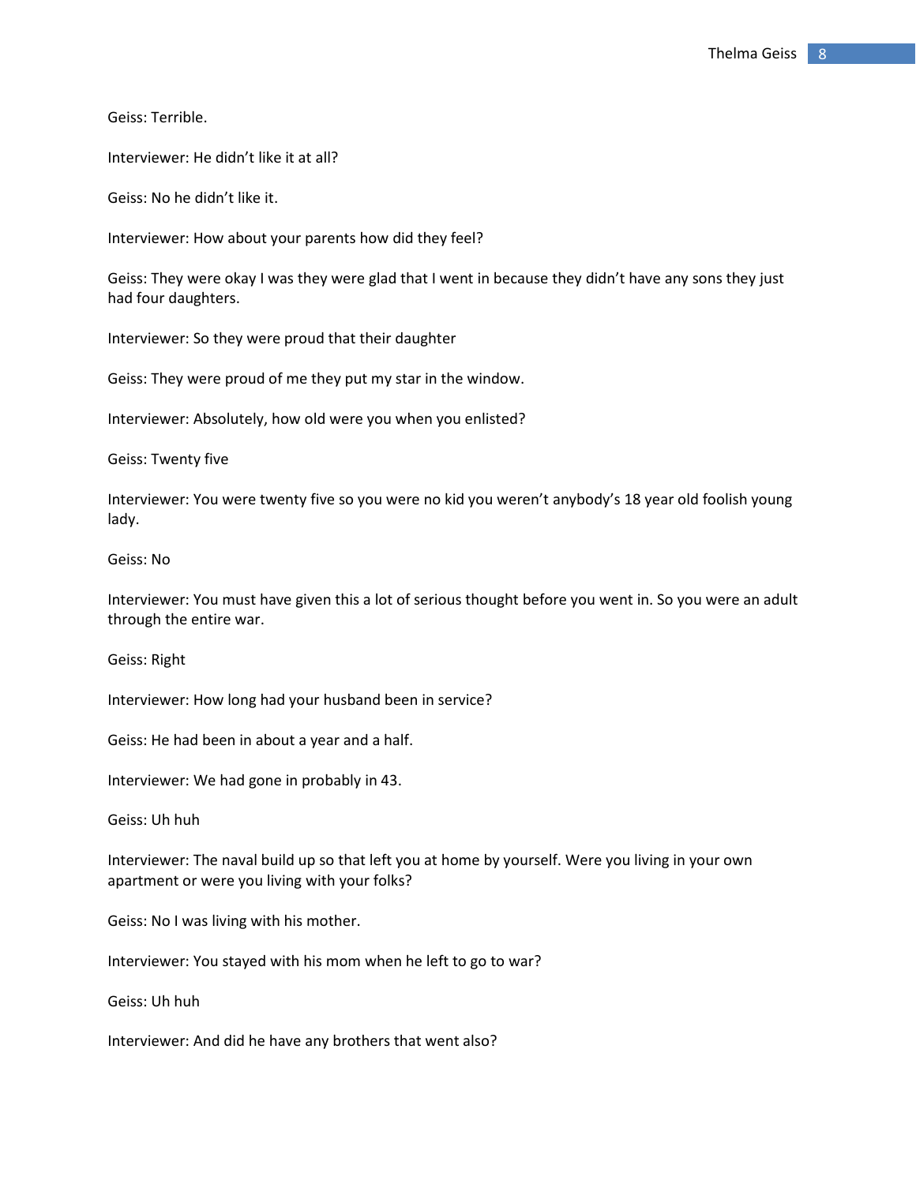Geiss: Terrible.

Interviewer: He didn't like it at all?

Geiss: No he didn't like it.

Interviewer: How about your parents how did they feel?

Geiss: They were okay I was they were glad that I went in because they didn't have any sons they just had four daughters.

Interviewer: So they were proud that their daughter

Geiss: They were proud of me they put my star in the window.

Interviewer: Absolutely, how old were you when you enlisted?

Geiss: Twenty five

Interviewer: You were twenty five so you were no kid you weren't anybody's 18 year old foolish young lady.

Geiss: No

Interviewer: You must have given this a lot of serious thought before you went in. So you were an adult through the entire war.

Geiss: Right

Interviewer: How long had your husband been in service?

Geiss: He had been in about a year and a half.

Interviewer: We had gone in probably in 43.

Geiss: Uh huh

Interviewer: The naval build up so that left you at home by yourself. Were you living in your own apartment or were you living with your folks?

Geiss: No I was living with his mother.

Interviewer: You stayed with his mom when he left to go to war?

Geiss: Uh huh

Interviewer: And did he have any brothers that went also?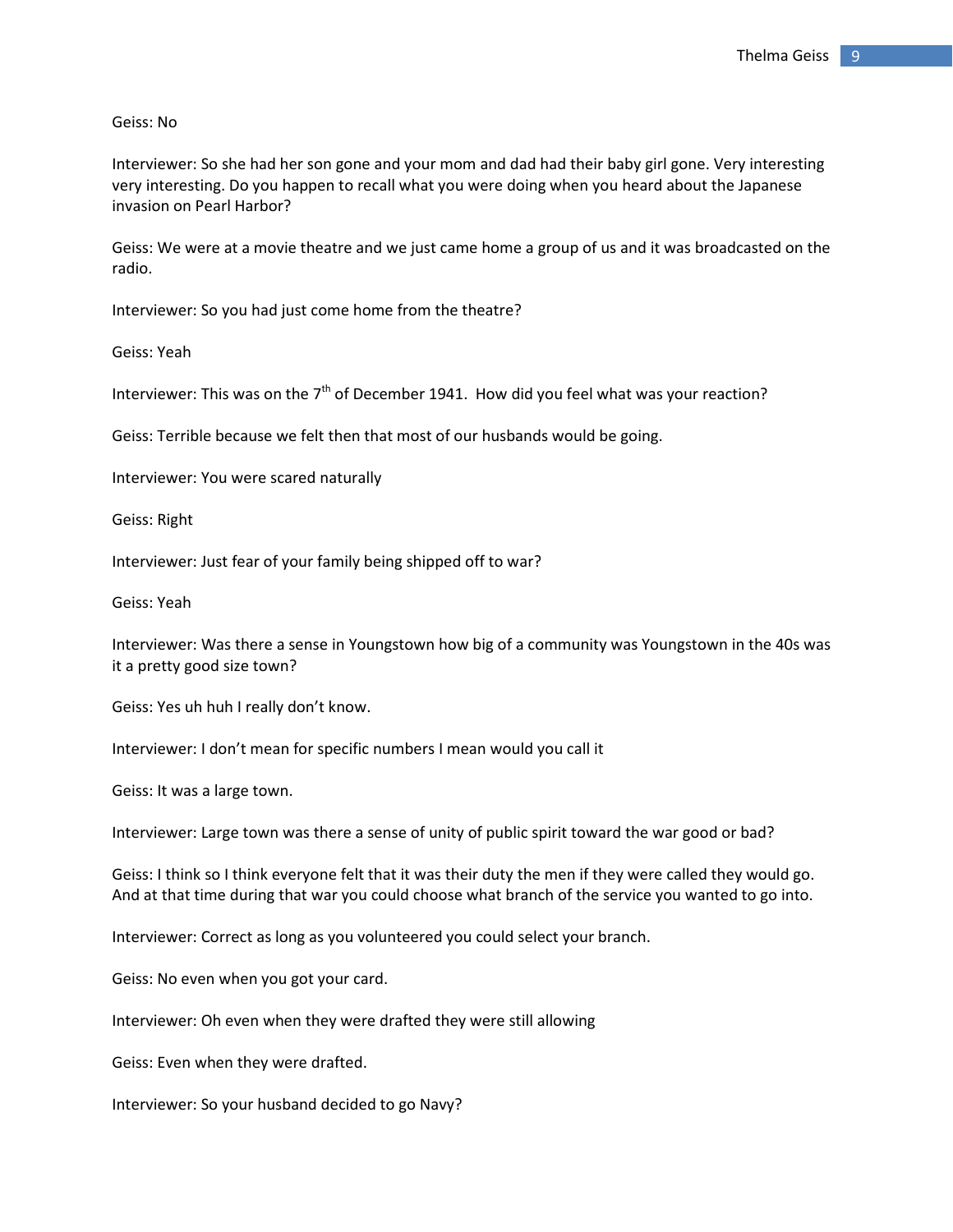Geiss: No

Interviewer: So she had her son gone and your mom and dad had their baby girl gone. Very interesting very interesting. Do you happen to recall what you were doing when you heard about the Japanese invasion on Pearl Harbor?

Geiss: We were at a movie theatre and we just came home a group of us and it was broadcasted on the radio.

Interviewer: So you had just come home from the theatre?

Geiss: Yeah

Interviewer: This was on the 7th of December 1941. How did you feel what was your reaction?

Geiss: Terrible because we felt then that most of our husbands would be going.

Interviewer: You were scared naturally

Geiss: Right

Interviewer: Just fear of your family being shipped off to war?

Geiss: Yeah

Interviewer: Was there a sense in Youngstown how big of a community was Youngstown in the 40s was it a pretty good size town?

Geiss: Yes uh huh I really don't know.

Interviewer: I don't mean for specific numbers I mean would you call it

Geiss: It was a large town.

Interviewer: Large town was there a sense of unity of public spirit toward the war good or bad?

Geiss: I think so I think everyone felt that it was their duty the men if they were called they would go. And at that time during that war you could choose what branch of the service you wanted to go into.

Interviewer: Correct as long as you volunteered you could select your branch.

Geiss: No even when you got your card.

Interviewer: Oh even when they were drafted they were still allowing

Geiss: Even when they were drafted.

Interviewer: So your husband decided to go Navy?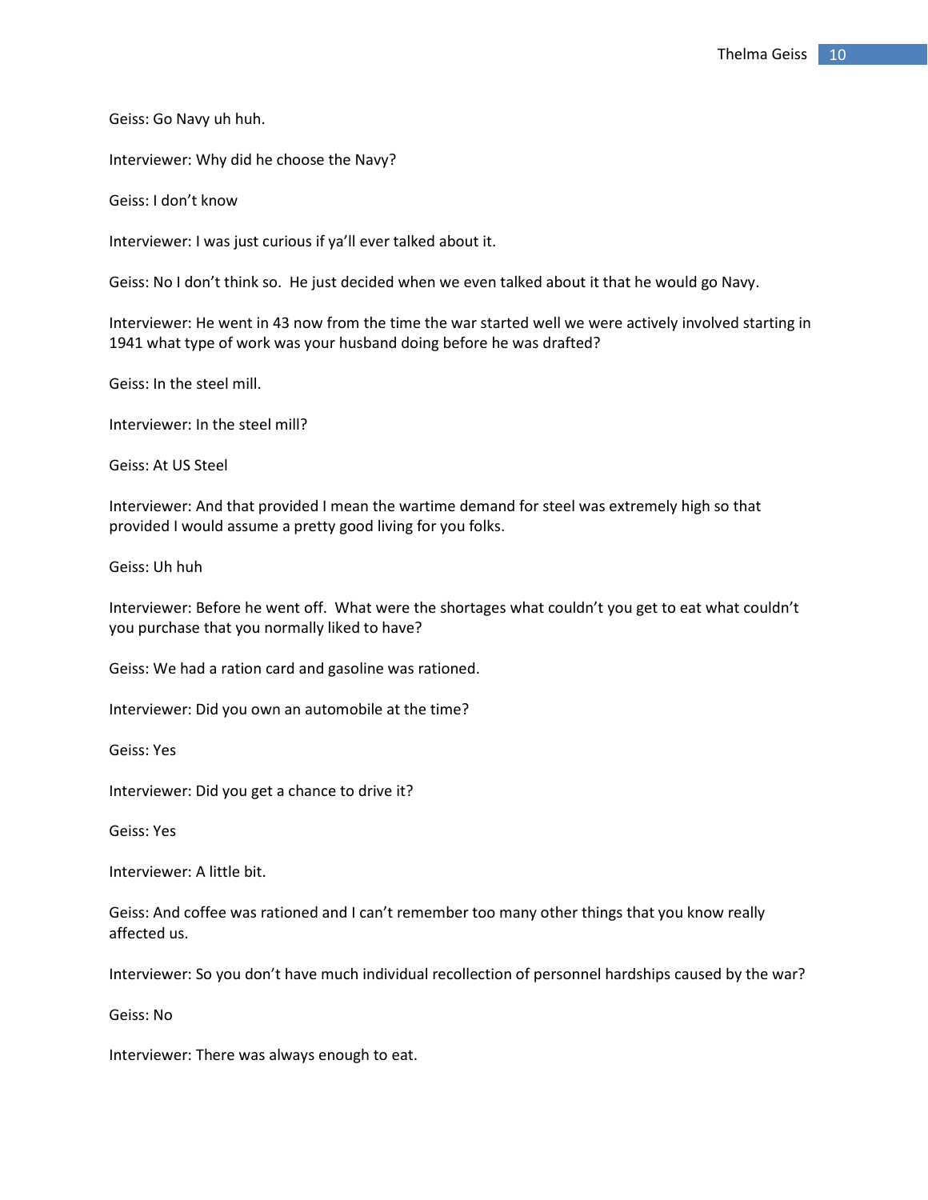Geiss: Go Navy uh huh.

Interviewer: Why did he choose the Navy?

Geiss: I don't know

Interviewer: I was just curious if ya'll ever talked about it.

Geiss: No I don't think so. He just decided when we even talked about it that he would go Navy.

Interviewer: He went in 43 now from the time the war started well we were actively involved starting in 1941 what type of work was your husband doing before he was drafted?

Geiss: In the steel mill.

Interviewer: In the steel mill?

Geiss: At US Steel

Interviewer: And that provided I mean the wartime demand for steel was extremely high so that provided I would assume a pretty good living for you folks.

Geiss: Uh huh

Interviewer: Before he went off. What were the shortages what couldn't you get to eat what couldn't you purchase that you normally liked to have?

Geiss: We had a ration card and gasoline was rationed.

Interviewer: Did you own an automobile at the time?

Geiss: Yes

Interviewer: Did you get a chance to drive it?

Geiss: Yes

Interviewer: A little bit.

Geiss: And coffee was rationed and I can't remember too many other things that you know really affected us.

Interviewer: So you don't have much individual recollection of personnel hardships caused by the war?

Geiss: No

Interviewer: There was always enough to eat.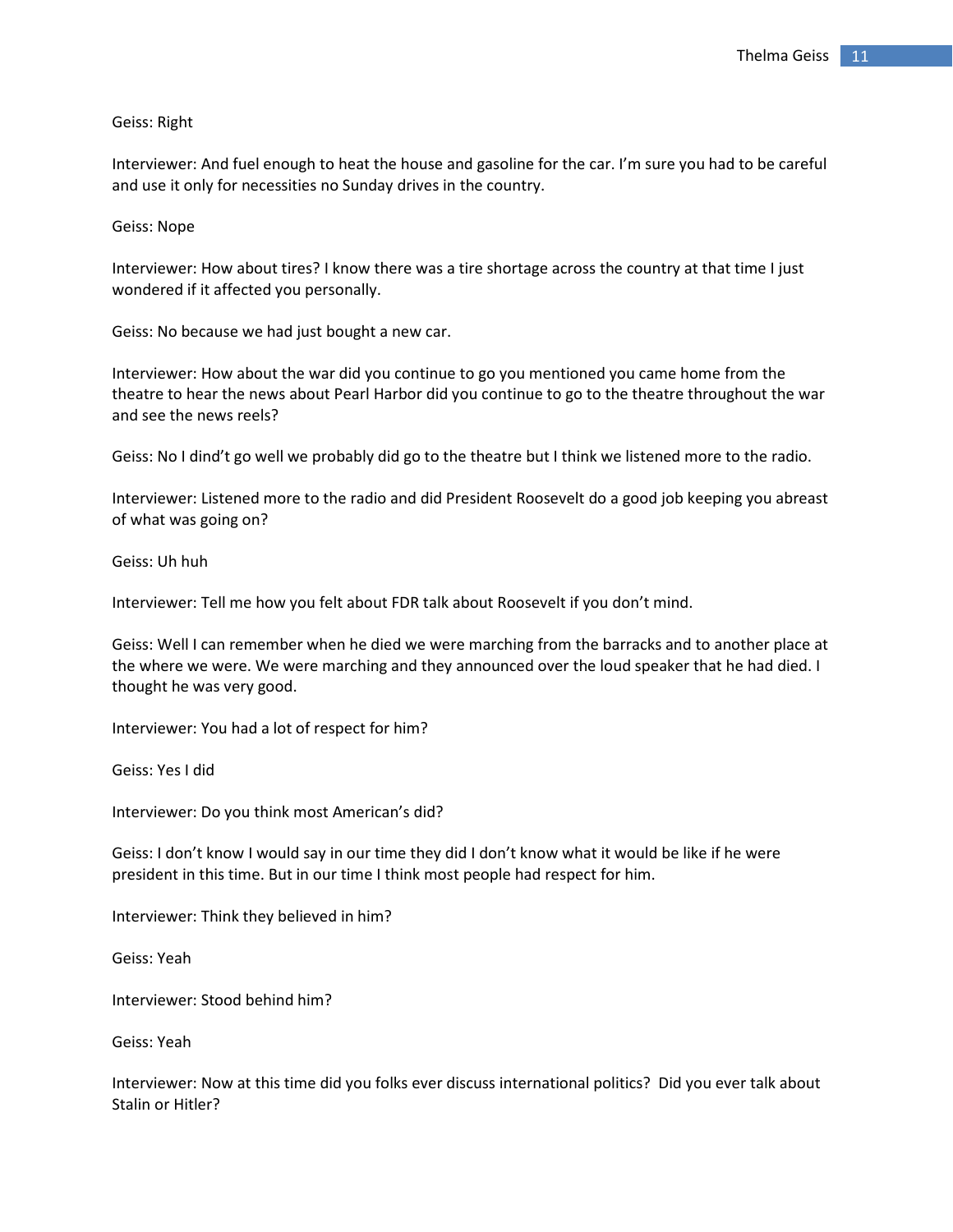Geiss: Right

Interviewer: And fuel enough to heat the house and gasoline for the car. I'm sure you had to be careful and use it only for necessities no Sunday drives in the country.

Geiss: Nope

Interviewer: How about tires? I know there was a tire shortage across the country at that time I just wondered if it affected you personally.

Geiss: No because we had just bought a new car.

Interviewer: How about the war did you continue to go you mentioned you came home from the theatre to hear the news about Pearl Harbor did you continue to go to the theatre throughout the war and see the news reels?

Geiss: No I dind't go well we probably did go to the theatre but I think we listened more to the radio.

Interviewer: Listened more to the radio and did President Roosevelt do a good job keeping you abreast of what was going on?

Geiss: Uh huh

Interviewer: Tell me how you felt about FDR talk about Roosevelt if you don't mind.

Geiss: Well I can remember when he died we were marching from the barracks and to another place at the where we were. We were marching and they announced over the loud speaker that he had died. I thought he was very good.

Interviewer: You had a lot of respect for him?

Geiss: Yes I did

Interviewer: Do you think most American's did?

Geiss: I don't know I would say in our time they did I don't know what it would be like if he were president in this time. But in our time I think most people had respect for him.

Interviewer: Think they believed in him?

Geiss: Yeah

Interviewer: Stood behind him?

Geiss: Yeah

Interviewer: Now at this time did you folks ever discuss international politics? Did you ever talk about Stalin or Hitler?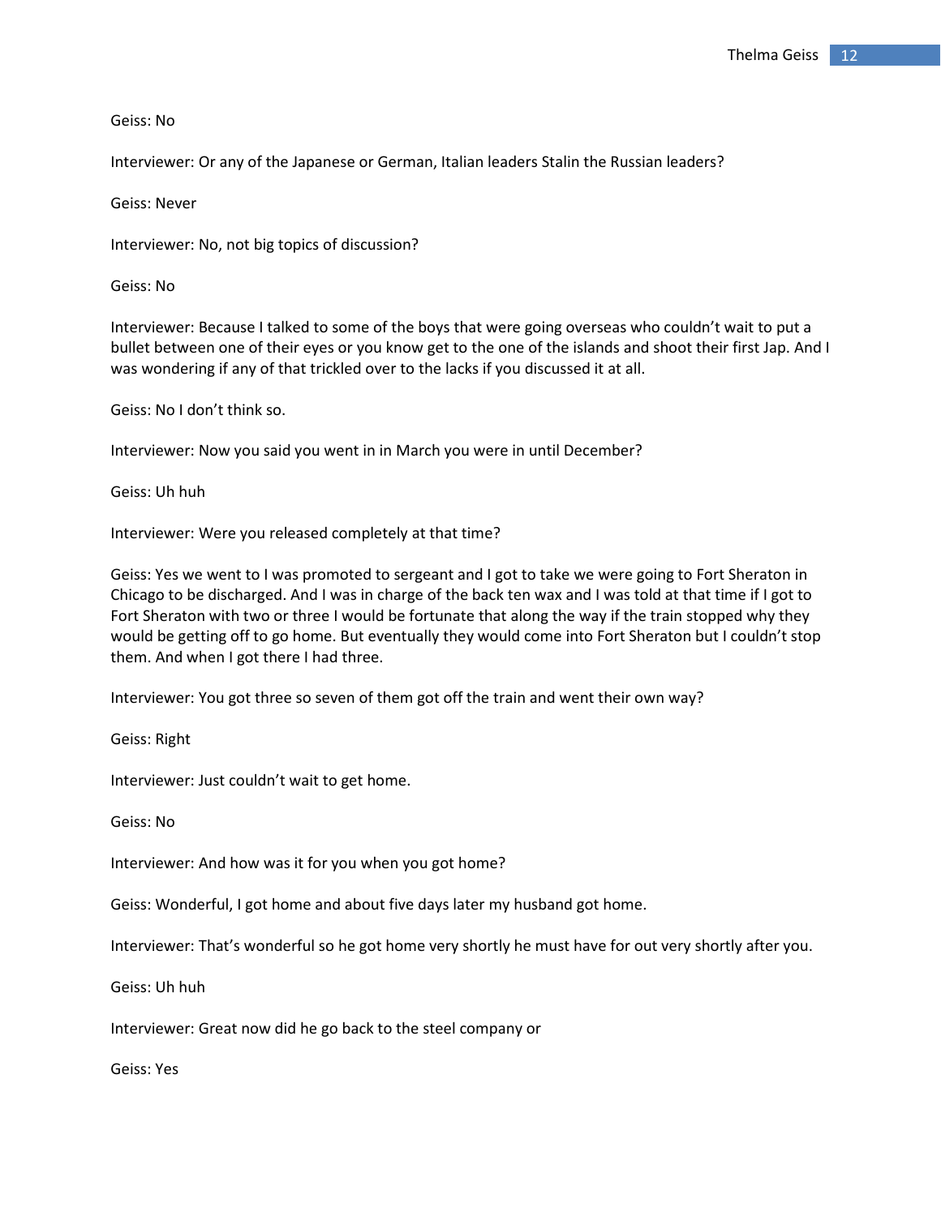Geiss: No

Interviewer: Or any of the Japanese or German, Italian leaders Stalin the Russian leaders?

Geiss: Never

Interviewer: No, not big topics of discussion?

Geiss: No

Interviewer: Because I talked to some of the boys that were going overseas who couldn't wait to put a bullet between one of their eyes or you know get to the one of the islands and shoot their first Jap. And I was wondering if any of that trickled over to the lacks if you discussed it at all.

Geiss: No I don't think so.

Interviewer: Now you said you went in in March you were in until December?

Geiss: Uh huh

Interviewer: Were you released completely at that time?

Geiss: Yes we went to I was promoted to sergeant and I got to take we were going to Fort Sheraton in Chicago to be discharged. And I was in charge of the back ten wax and I was told at that time if I got to Fort Sheraton with two or three I would be fortunate that along the way if the train stopped why they would be getting off to go home. But eventually they would come into Fort Sheraton but I couldn't stop them. And when I got there I had three.

Interviewer: You got three so seven of them got off the train and went their own way?

Geiss: Right

Interviewer: Just couldn't wait to get home.

Geiss: No

Interviewer: And how was it for you when you got home?

Geiss: Wonderful, I got home and about five days later my husband got home.

Interviewer: That's wonderful so he got home very shortly he must have for out very shortly after you.

Geiss: Uh huh

Interviewer: Great now did he go back to the steel company or

Geiss: Yes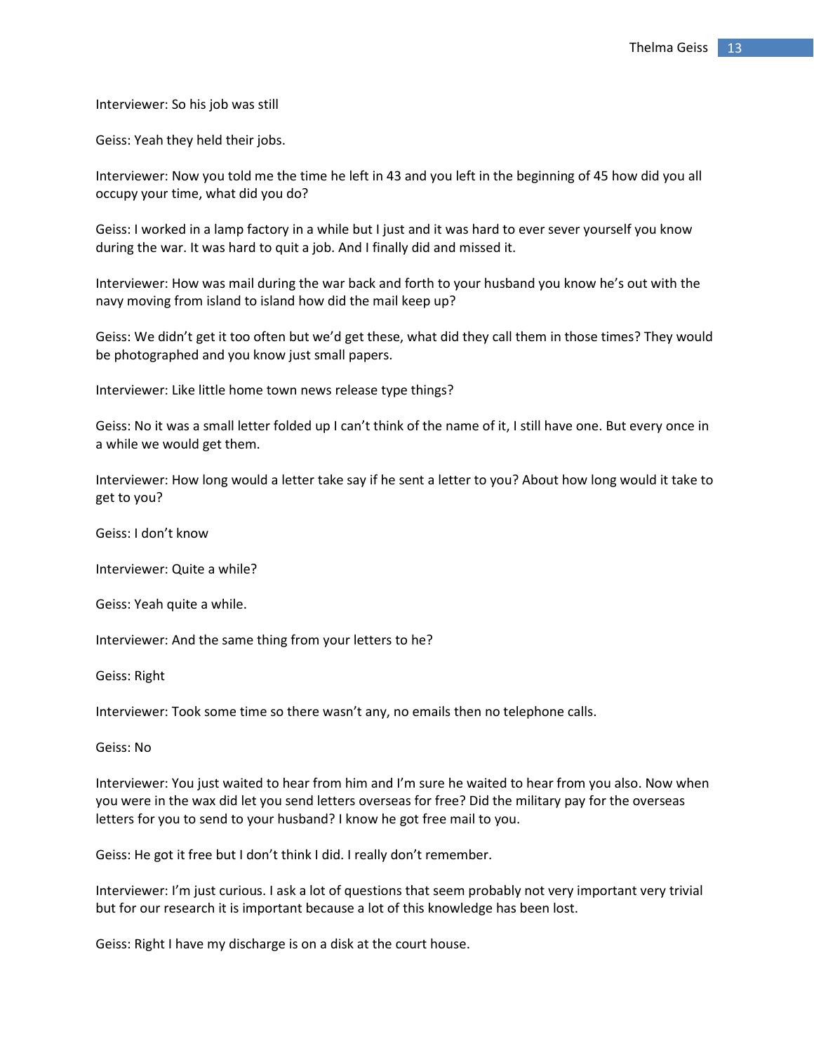Interviewer: So his job was still

Geiss: Yeah they held their jobs.

Interviewer: Now you told me the time he left in 43 and you left in the beginning of 45 how did you all occupy your time, what did you do?

Geiss: I worked in a lamp factory in a while but I just and it was hard to ever sever yourself you know during the war. It was hard to quit a job. And I finally did and missed it.

Interviewer: How was mail during the war back and forth to your husband you know he's out with the navy moving from island to island how did the mail keep up?

Geiss: We didn't get it too often but we'd get these, what did they call them in those times? They would be photographed and you know just small papers.

Interviewer: Like little home town news release type things?

Geiss: No it was a small letter folded up I can't think of the name of it, I still have one. But every once in a while we would get them.

Interviewer: How long would a letter take say if he sent a letter to you? About how long would it take to get to you?

Geiss: I don't know

Interviewer: Quite a while?

Geiss: Yeah quite a while.

Interviewer: And the same thing from your letters to he?

Geiss: Right

Interviewer: Took some time so there wasn't any, no emails then no telephone calls.

Geiss: No

Interviewer: You just waited to hear from him and I'm sure he waited to hear from you also. Now when you were in the wax did let you send letters overseas for free? Did the military pay for the overseas letters for you to send to your husband? I know he got free mail to you.

Geiss: He got it free but I don't think I did. I really don't remember.

Interviewer: I'm just curious. I ask a lot of questions that seem probably not very important very trivial but for our research it is important because a lot of this knowledge has been lost.

Geiss: Right I have my discharge is on a disk at the court house.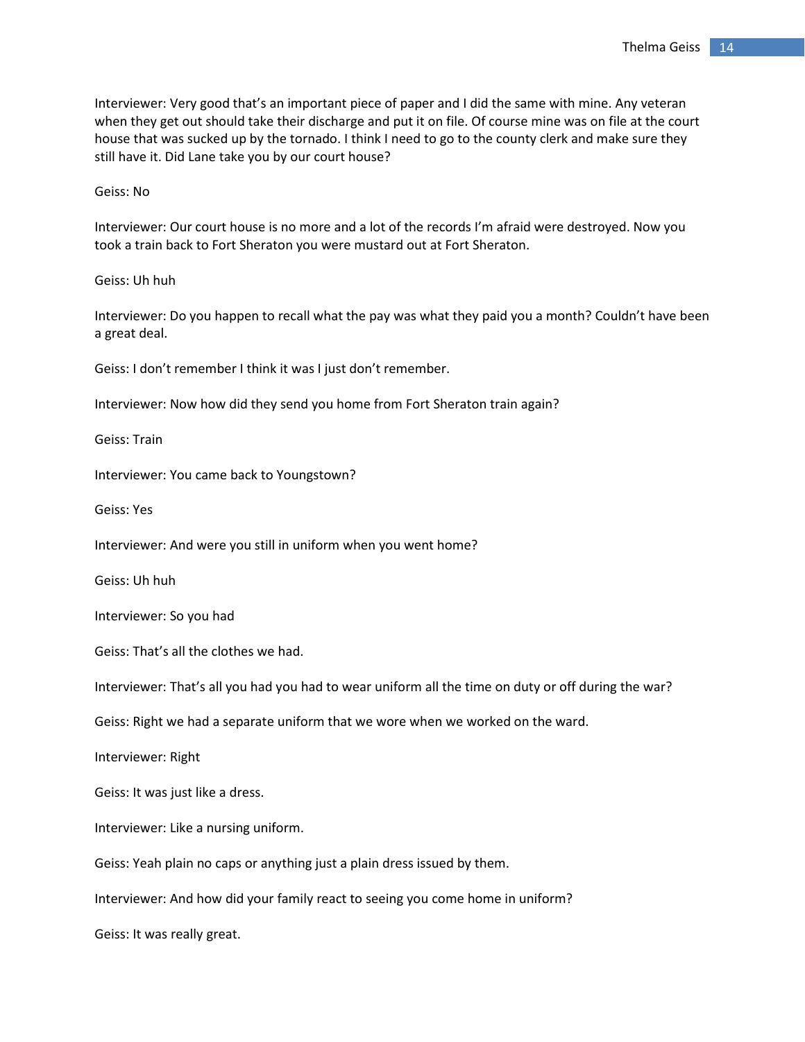Interviewer: Very good that's an important piece of paper and I did the same with mine. Any veteran when they get out should take their discharge and put it on file. Of course mine was on file at the court house that was sucked up by the tornado. I think I need to go to the county clerk and make sure they still have it. Did Lane take you by our court house?

Geiss: No

Interviewer: Our court house is no more and a lot of the records I'm afraid were destroyed. Now you took a train back to Fort Sheraton you were mustard out at Fort Sheraton.

Geiss: Uh huh

Interviewer: Do you happen to recall what the pay was what they paid you a month? Couldn't have been a great deal.

Geiss: I don't remember I think it was I just don't remember.

Interviewer: Now how did they send you home from Fort Sheraton train again?

Geiss: Train

Interviewer: You came back to Youngstown?

Geiss: Yes

Interviewer: And were you still in uniform when you went home?

Geiss: Uh huh

Interviewer: So you had

Geiss: That's all the clothes we had.

Interviewer: That's all you had you had to wear uniform all the time on duty or off during the war?

Geiss: Right we had a separate uniform that we wore when we worked on the ward.

Interviewer: Right

Geiss: It was just like a dress.

Interviewer: Like a nursing uniform.

Geiss: Yeah plain no caps or anything just a plain dress issued by them.

Interviewer: And how did your family react to seeing you come home in uniform?

Geiss: It was really great.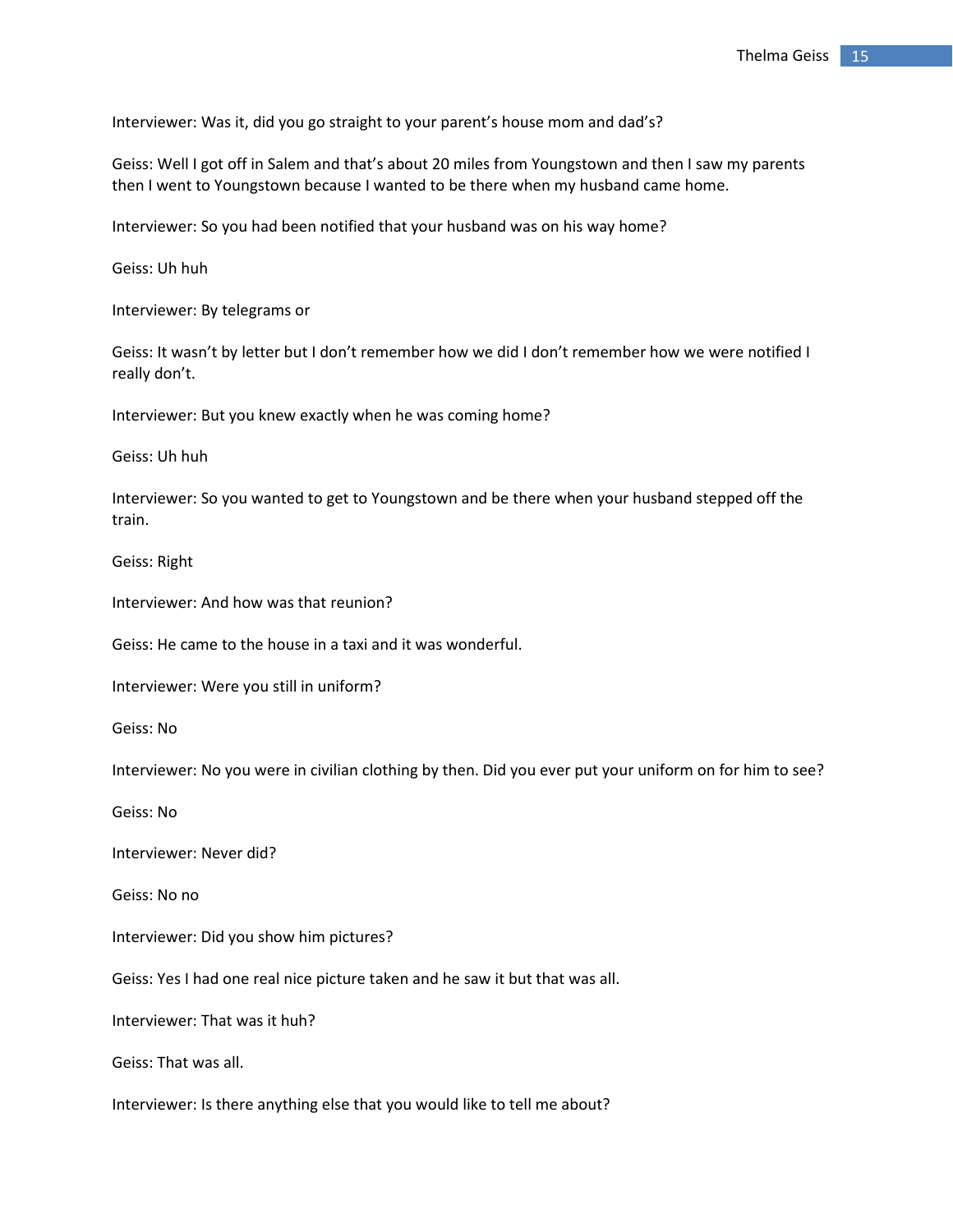Interviewer: Was it, did you go straight to your parent's house mom and dad's?

Geiss: Well I got off in Salem and that's about 20 miles from Youngstown and then I saw my parents then I went to Youngstown because I wanted to be there when my husband came home.

Interviewer: So you had been notified that your husband was on his way home?

Geiss: Uh huh

Interviewer: By telegrams or

Geiss: It wasn't by letter but I don't remember how we did I don't remember how we were notified I really don't.

Interviewer: But you knew exactly when he was coming home?

Geiss: Uh huh

Interviewer: So you wanted to get to Youngstown and be there when your husband stepped off the train.

Geiss: Right

Interviewer: And how was that reunion?

Geiss: He came to the house in a taxi and it was wonderful.

Interviewer: Were you still in uniform?

Geiss: No

Interviewer: No you were in civilian clothing by then. Did you ever put your uniform on for him to see?

Geiss: No

Interviewer: Never did?

Geiss: No no

Interviewer: Did you show him pictures?

Geiss: Yes I had one real nice picture taken and he saw it but that was all.

Interviewer: That was it huh?

Geiss: That was all.

Interviewer: Is there anything else that you would like to tell me about?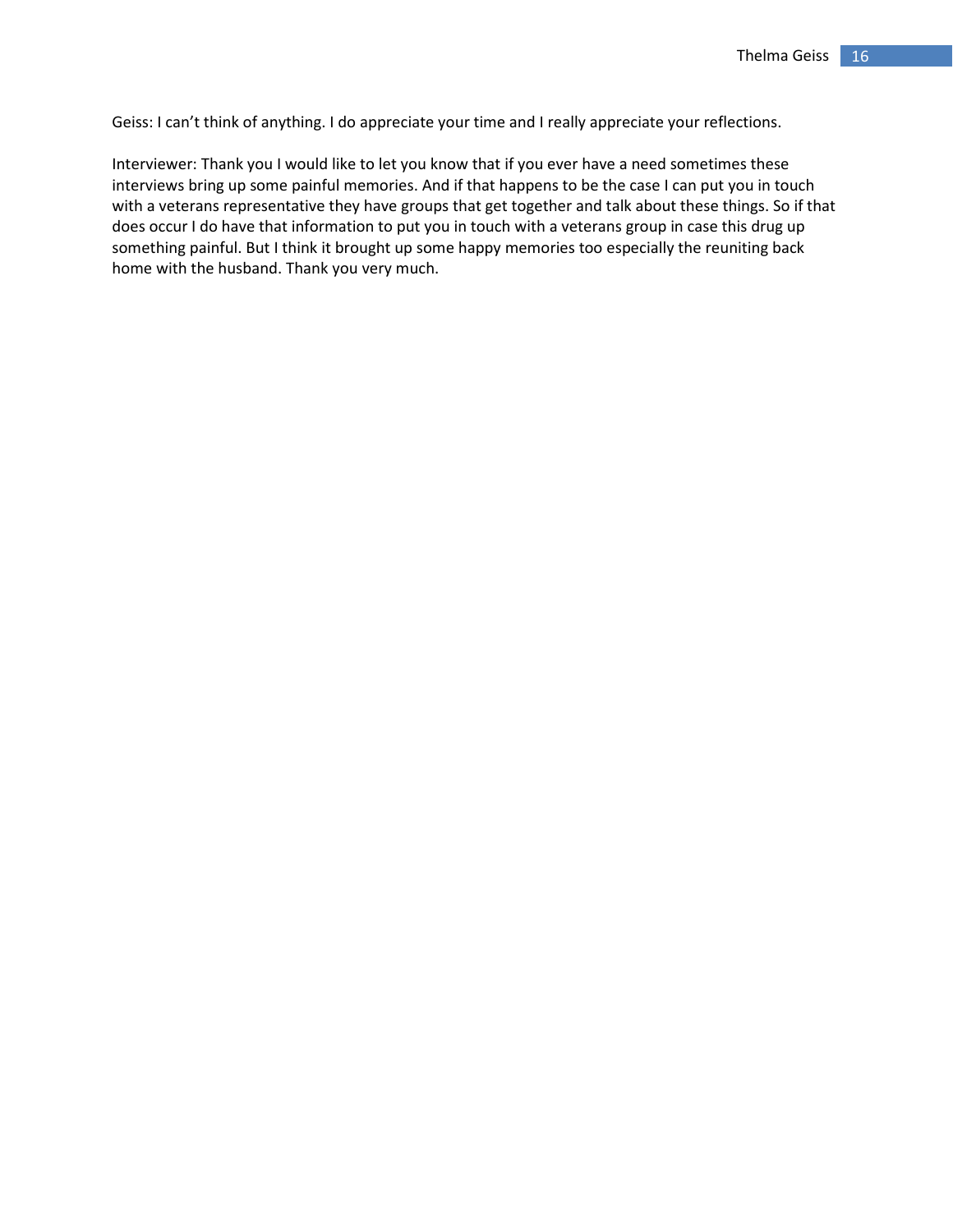Geiss: I can't think of anything. I do appreciate your time and I really appreciate your reflections.

Interviewer: Thank you I would like to let you know that if you ever have a need sometimes these interviews bring up some painful memories. And if that happens to be the case I can put you in touch with a veterans representative they have groups that get together and talk about these things. So if that does occur I do have that information to put you in touch with a veterans group in case this drug up something painful. But I think it brought up some happy memories too especially the reuniting back home with the husband. Thank you very much.